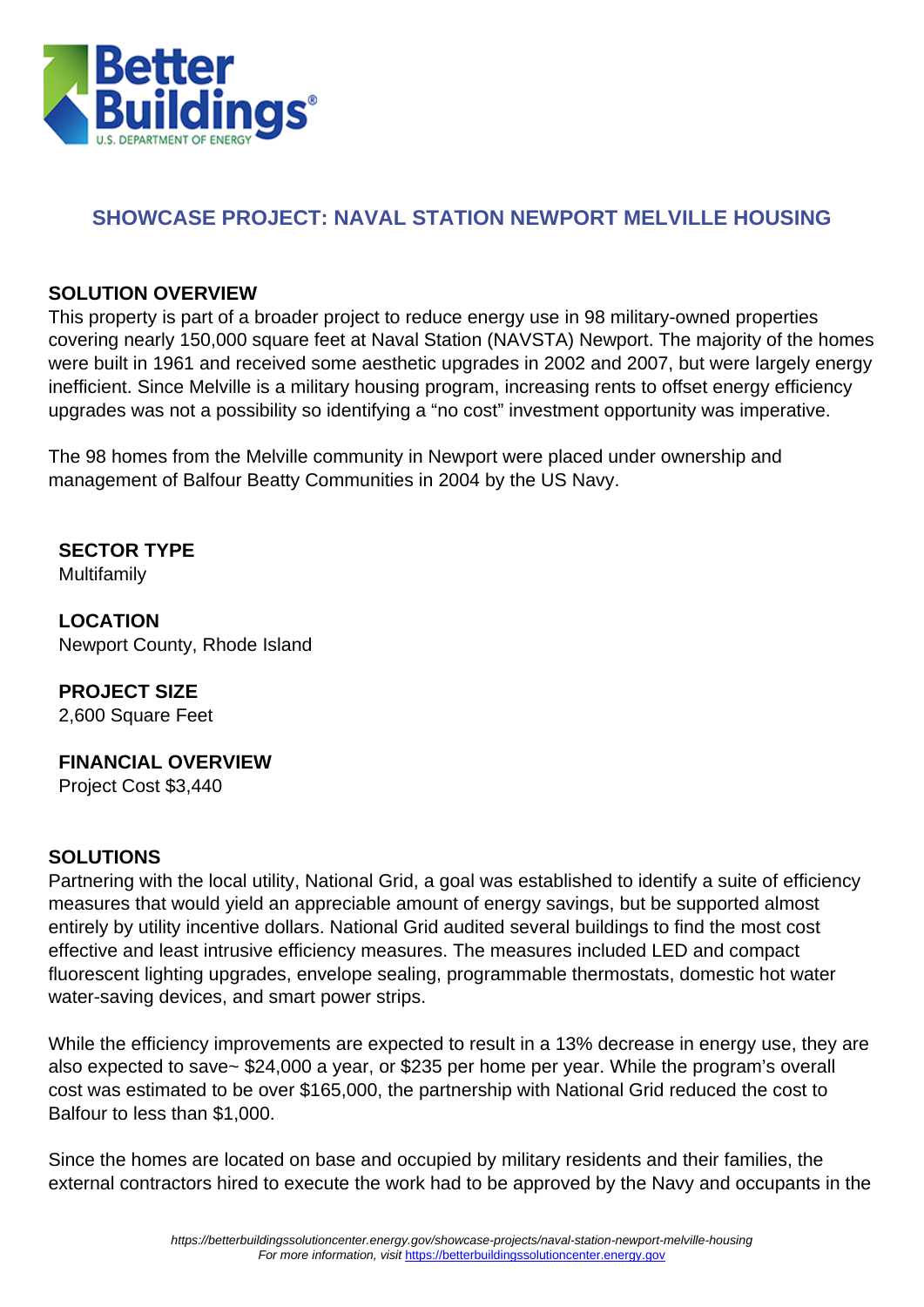## SHOWCASE PROJECT: NAVAL STATION NEWPORT MELVILLE HOUSING

### SOLUTION OVERVIEW

This property is part of a broader project to reduce energy use in 98 military-owned properties covering nearly 150,000 square feet at Naval Station (NAVSTA) Newport. The majority of the homes were built in 1961 and received some aesthetic upgrades in 2002 and 2007, but were largely energy inefficient. Since Melville is a military housing program, increasing rents to offset energy efficiency upgrades was not a possibility so identifying a "no cost" investment opportunity was imperative.

The 98 homes from the Melville community in Newport were placed under ownership and management of Balfour Beatty Communities in 2004 by the US Navy.

**SECTOR TYPE**
Multifamily

**LOCATION**
Newport County, Rhode Island

**PROJECT SIZE**
2,600 Square Feet

**FINANCIAL OVERVIEW**
Project Cost $3,440

### SOLUTIONS

Partnering with the local utility, National Grid, a goal was established to identify a suite of efficiency measures that would yield an appreciable amount of energy savings, but be supported almost entirely by utility incentive dollars. National Grid audited several buildings to find the most cost effective and least intrusive efficiency measures. The measures included LED and compact fluorescent lighting upgrades, envelope sealing, programmable thermostats, domestic hot water water-saving devices, and smart power strips.

While the efficiency improvements are expected to result in a 13% decrease in energy use, they are also expected to save~ $24,000 a year, or $235 per home per year. While the program's overall cost was estimated to be over $165,000, the partnership with National Grid reduced the cost to Balfour to less than $1,000.

Since the homes are located on base and occupied by military residents and their families, the external contractors hired to execute the work had to be approved by the Navy and occupants in the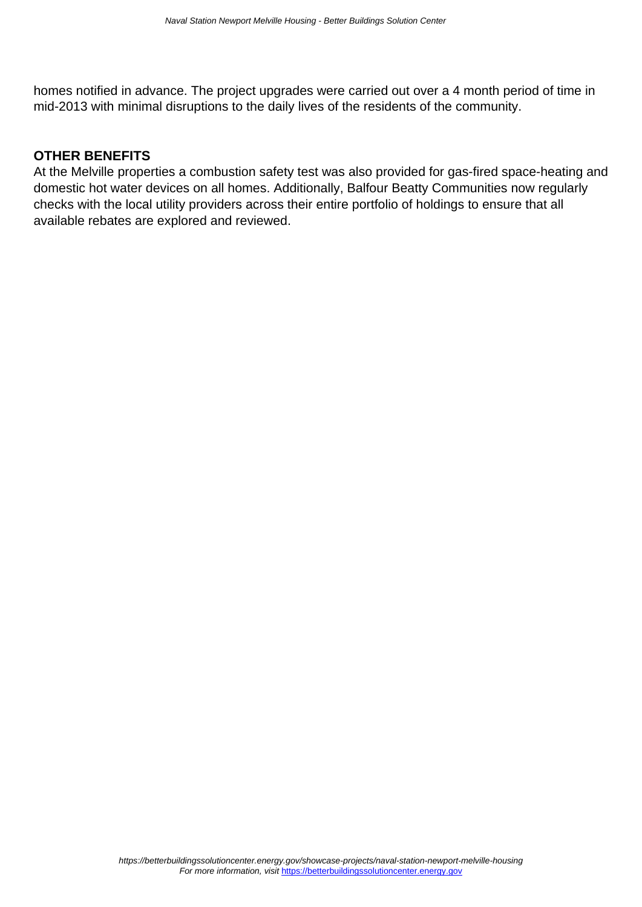homes notified in advance. The project upgrades were carried out over a 4 month period of time in mid-2013 with minimal disruptions to the daily lives of the residents of the community.

## OTHER BENEFITS

At the Melville properties a combustion safety test was also provided for gas-fired space-heating and domestic hot water devices on all homes. Additionally, Balfour Beatty Communities now regularly checks with the local utility providers across their entire portfolio of holdings to ensure that all available rebates are explored and reviewed.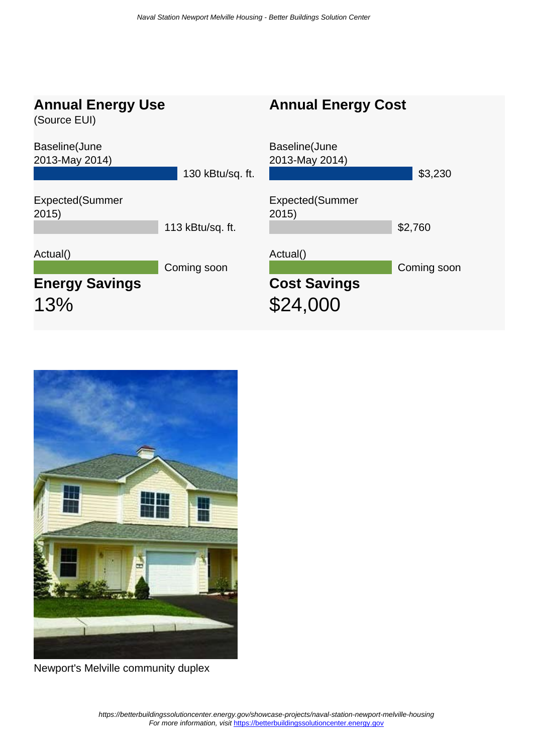## Annual Energy Use

(Source EUI)

Baseline(June 2013-May 2014)

130 kBtu/sq. ft.

Expected(Summer 2015)

113 kBtu/sq. ft.

Actual()

Coming soon

## Annual Energy Cost

Baseline(June 2013-May 2014)

$3,230

Expected(Summer 2015)

$2,760

Actual()

Coming soon

## Energy Savings

13%

## Cost Savings

$24,000

Newport's Melville community duplex